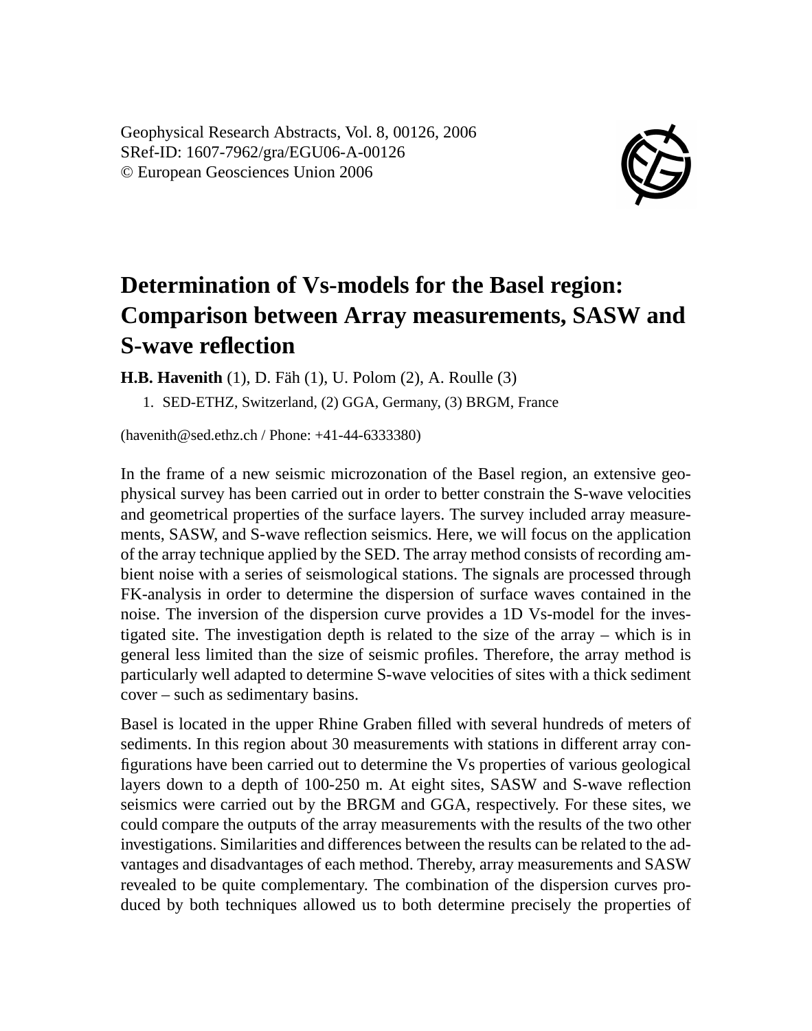Geophysical Research Abstracts, Vol. 8, 00126, 2006
SRef-ID: 1607-7962/gra/EGU06-A-00126
© European Geosciences Union 2006

# Determination of Vs-models for the Basel region: Comparison between Array measurements, SASW and S-wave reflection

**H.B. Havenith** (1), D. Fäh (1), U. Polom (2), A. Roulle (3)

1. SED-ETHZ, Switzerland, (2) GGA, Germany, (3) BRGM, France

(havenith@sed.ethz.ch / Phone: +41-44-6333380)

In the frame of a new seismic microzonation of the Basel region, an extensive geophysical survey has been carried out in order to better constrain the S-wave velocities and geometrical properties of the surface layers. The survey included array measurements, SASW, and S-wave reflection seismics. Here, we will focus on the application of the array technique applied by the SED. The array method consists of recording ambient noise with a series of seismological stations. The signals are processed through FK-analysis in order to determine the dispersion of surface waves contained in the noise. The inversion of the dispersion curve provides a 1D Vs-model for the investigated site. The investigation depth is related to the size of the array – which is in general less limited than the size of seismic profiles. Therefore, the array method is particularly well adapted to determine S-wave velocities of sites with a thick sediment cover – such as sedimentary basins.

Basel is located in the upper Rhine Graben filled with several hundreds of meters of sediments. In this region about 30 measurements with stations in different array configurations have been carried out to determine the Vs properties of various geological layers down to a depth of 100-250 m. At eight sites, SASW and S-wave reflection seismics were carried out by the BRGM and GGA, respectively. For these sites, we could compare the outputs of the array measurements with the results of the two other investigations. Similarities and differences between the results can be related to the advantages and disadvantages of each method. Thereby, array measurements and SASW revealed to be quite complementary. The combination of the dispersion curves produced by both techniques allowed us to both determine precisely the properties of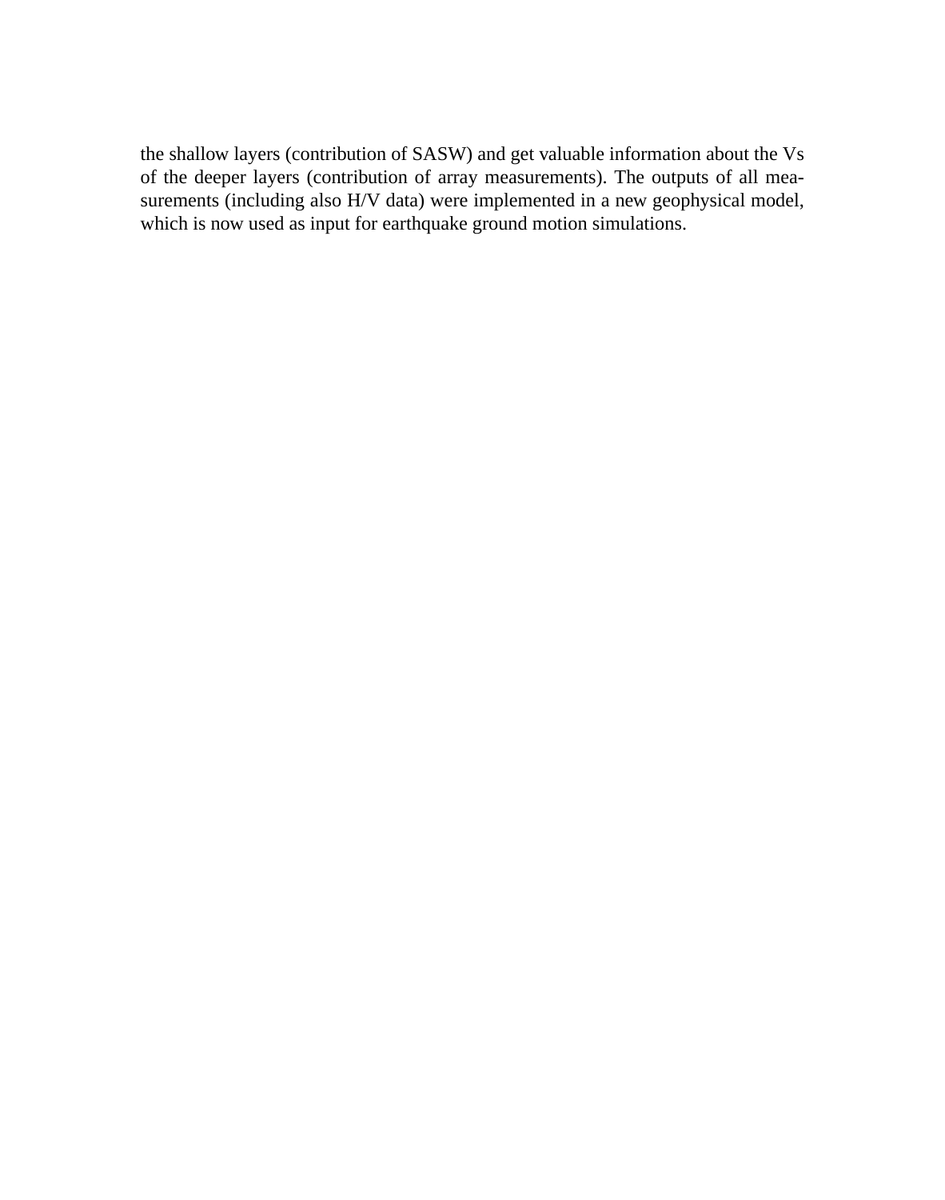the shallow layers (contribution of SASW) and get valuable information about the Vs of the deeper layers (contribution of array measurements). The outputs of all measurements (including also H/V data) were implemented in a new geophysical model, which is now used as input for earthquake ground motion simulations.